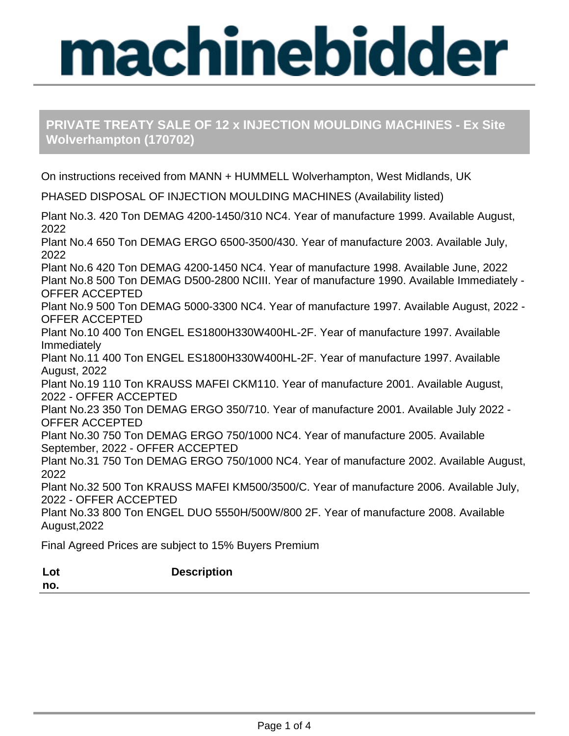# machinebidder

## PRIVATE TREATY SALE OF 12 x INJECTION MOULDING MACHINES - Ex Site Wolverhampton (170702)

On instructions received from MANN + HUMMELL Wolverhampton, West Midlands, UK

PHASED DISPOSAL OF INJECTION MOULDING MACHINES (Availability listed)

Plant No.3. 420 Ton DEMAG 4200-1450/310 NC4. Year of manufacture 1999. Available August, 2022
Plant No.4 650 Ton DEMAG ERGO 6500-3500/430. Year of manufacture 2003. Available July, 2022
Plant No.6 420 Ton DEMAG 4200-1450 NC4. Year of manufacture 1998. Available June, 2022
Plant No.8 500 Ton DEMAG D500-2800 NCIII. Year of manufacture 1990. Available Immediately - OFFER ACCEPTED
Plant No.9 500 Ton DEMAG 5000-3300 NC4. Year of manufacture 1997. Available August, 2022 - OFFER ACCEPTED
Plant No.10 400 Ton ENGEL ES1800H330W400HL-2F. Year of manufacture 1997. Available Immediately
Plant No.11 400 Ton ENGEL ES1800H330W400HL-2F. Year of manufacture 1997. Available August, 2022
Plant No.19 110 Ton KRAUSS MAFEI CKM110. Year of manufacture 2001. Available August, 2022 - OFFER ACCEPTED
Plant No.23 350 Ton DEMAG ERGO 350/710. Year of manufacture 2001. Available July 2022 - OFFER ACCEPTED
Plant No.30 750 Ton DEMAG ERGO 750/1000 NC4. Year of manufacture 2005. Available September, 2022 - OFFER ACCEPTED
Plant No.31 750 Ton DEMAG ERGO 750/1000 NC4. Year of manufacture 2002. Available August, 2022
Plant No.32 500 Ton KRAUSS MAFEI KM500/3500/C. Year of manufacture 2006. Available July, 2022 - OFFER ACCEPTED
Plant No.33 800 Ton ENGEL DUO 5550H/500W/800 2F. Year of manufacture 2008. Available August,2022

Final Agreed Prices are subject to 15% Buyers Premium

| Lot no. | Description |
|---|---|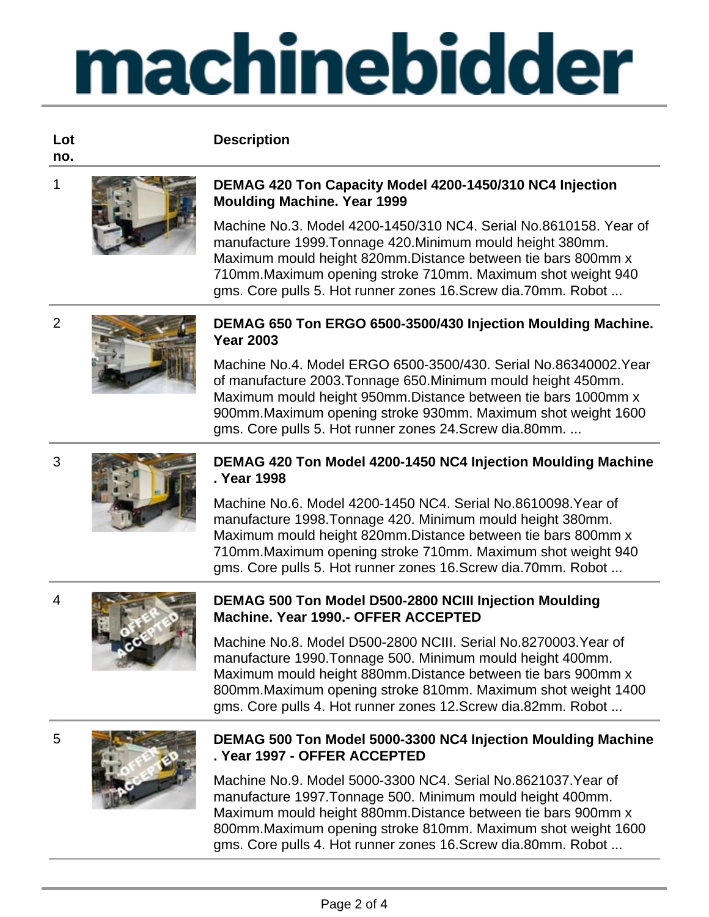# machinebidder

| Lot no. | Description |
|---|---|
| 1 | **DEMAG 420 Ton Capacity Model 4200-1450/310 NC4 Injection Moulding Machine. Year 1999**<br><br>Machine No.3. Model 4200-1450/310 NC4. Serial No.8610158. Year of manufacture 1999.Tonnage 420.Minimum mould height 380mm. Maximum mould height 820mm.Distance between tie bars 800mm x 710mm.Maximum opening stroke 710mm. Maximum shot weight 940 gms. Core pulls 5. Hot runner zones 16.Screw dia.70mm. Robot ... |
| 2 | **DEMAG 650 Ton ERGO 6500-3500/430 Injection Moulding Machine. Year 2003**<br><br>Machine No.4. Model ERGO 6500-3500/430. Serial No.86340002.Year of manufacture 2003.Tonnage 650.Minimum mould height 450mm. Maximum mould height 950mm.Distance between tie bars 1000mm x 900mm.Maximum opening stroke 930mm. Maximum shot weight 1600 gms. Core pulls 5. Hot runner zones 24.Screw dia.80mm. ... |
| 3 | **DEMAG 420 Ton Model 4200-1450 NC4 Injection Moulding Machine . Year 1998**<br><br>Machine No.6. Model 4200-1450 NC4. Serial No.8610098.Year of manufacture 1998.Tonnage 420. Minimum mould height 380mm. Maximum mould height 820mm.Distance between tie bars 800mm x 710mm.Maximum opening stroke 710mm. Maximum shot weight 940 gms. Core pulls 5. Hot runner zones 16.Screw dia.70mm. Robot ... |
| 4 | **DEMAG 500 Ton Model D500-2800 NCIII Injection Moulding Machine. Year 1990.- OFFER ACCEPTED**<br><br>Machine No.8. Model D500-2800 NCIII. Serial No.8270003.Year of manufacture 1990.Tonnage 500. Minimum mould height 400mm. Maximum mould height 880mm.Distance between tie bars 900mm x 800mm.Maximum opening stroke 810mm. Maximum shot weight 1400 gms. Core pulls 4. Hot runner zones 12.Screw dia.82mm. Robot ... |
| 5 | **DEMAG 500 Ton Model 5000-3300 NC4 Injection Moulding Machine . Year 1997 - OFFER ACCEPTED**<br><br>Machine No.9. Model 5000-3300 NC4. Serial No.8621037.Year of manufacture 1997.Tonnage 500. Minimum mould height 400mm. Maximum mould height 880mm.Distance between tie bars 900mm x 800mm.Maximum opening stroke 810mm. Maximum shot weight 1600 gms. Core pulls 4. Hot runner zones 16.Screw dia.80mm. Robot ... |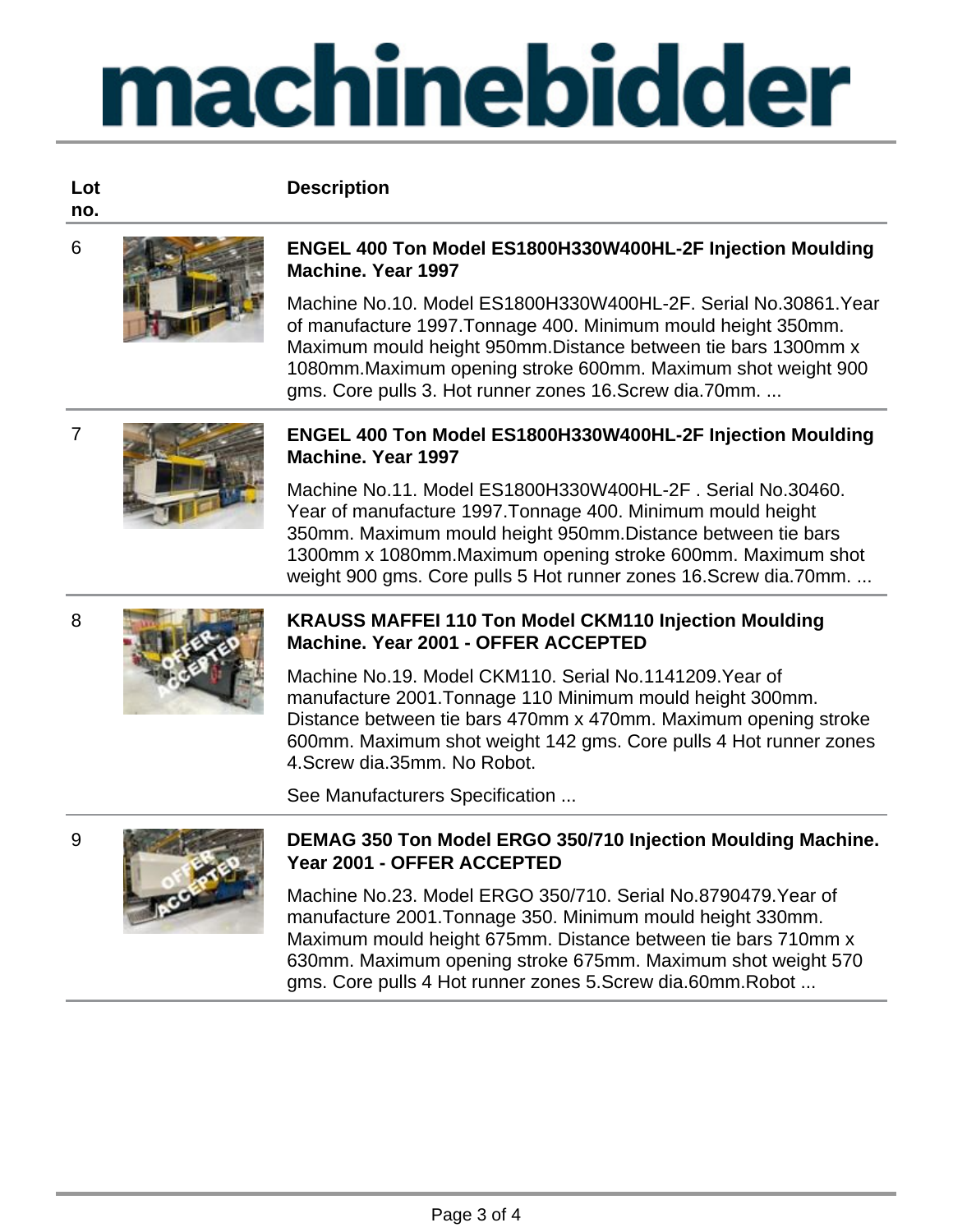| Lot no. | Description |
|---|---|
| 6 | **ENGEL 400 Ton Model ES1800H330W400HL-2F Injection Moulding Machine. Year 1997**<br><br>Machine No.10. Model ES1800H330W400HL-2F. Serial No.30861.Year of manufacture 1997.Tonnage 400. Minimum mould height 350mm. Maximum mould height 950mm.Distance between tie bars 1300mm x 1080mm.Maximum opening stroke 600mm. Maximum shot weight 900 gms. Core pulls 3. Hot runner zones 16.Screw dia.70mm. ... |
| 7 | **ENGEL 400 Ton Model ES1800H330W400HL-2F Injection Moulding Machine. Year 1997**<br><br>Machine No.11. Model ES1800H330W400HL-2F . Serial No.30460. Year of manufacture 1997.Tonnage 400. Minimum mould height 350mm. Maximum mould height 950mm.Distance between tie bars 1300mm x 1080mm.Maximum opening stroke 600mm. Maximum shot weight 900 gms. Core pulls 5 Hot runner zones 16.Screw dia.70mm. ... |
| 8 | **KRAUSS MAFFEI 110 Ton Model CKM110 Injection Moulding Machine. Year 2001 - OFFER ACCEPTED**<br><br>Machine No.19. Model CKM110. Serial No.1141209.Year of manufacture 2001.Tonnage 110 Minimum mould height 300mm. Distance between tie bars 470mm x 470mm. Maximum opening stroke 600mm. Maximum shot weight 142 gms. Core pulls 4 Hot runner zones 4.Screw dia.35mm. No Robot.<br><br>See Manufacturers Specification ... |
| 9 | **DEMAG 350 Ton Model ERGO 350/710 Injection Moulding Machine. Year 2001 - OFFER ACCEPTED**<br><br>Machine No.23. Model ERGO 350/710. Serial No.8790479.Year of manufacture 2001.Tonnage 350. Minimum mould height 330mm. Maximum mould height 675mm. Distance between tie bars 710mm x 630mm. Maximum opening stroke 675mm. Maximum shot weight 570 gms. Core pulls 4 Hot runner zones 5.Screw dia.60mm.Robot ... |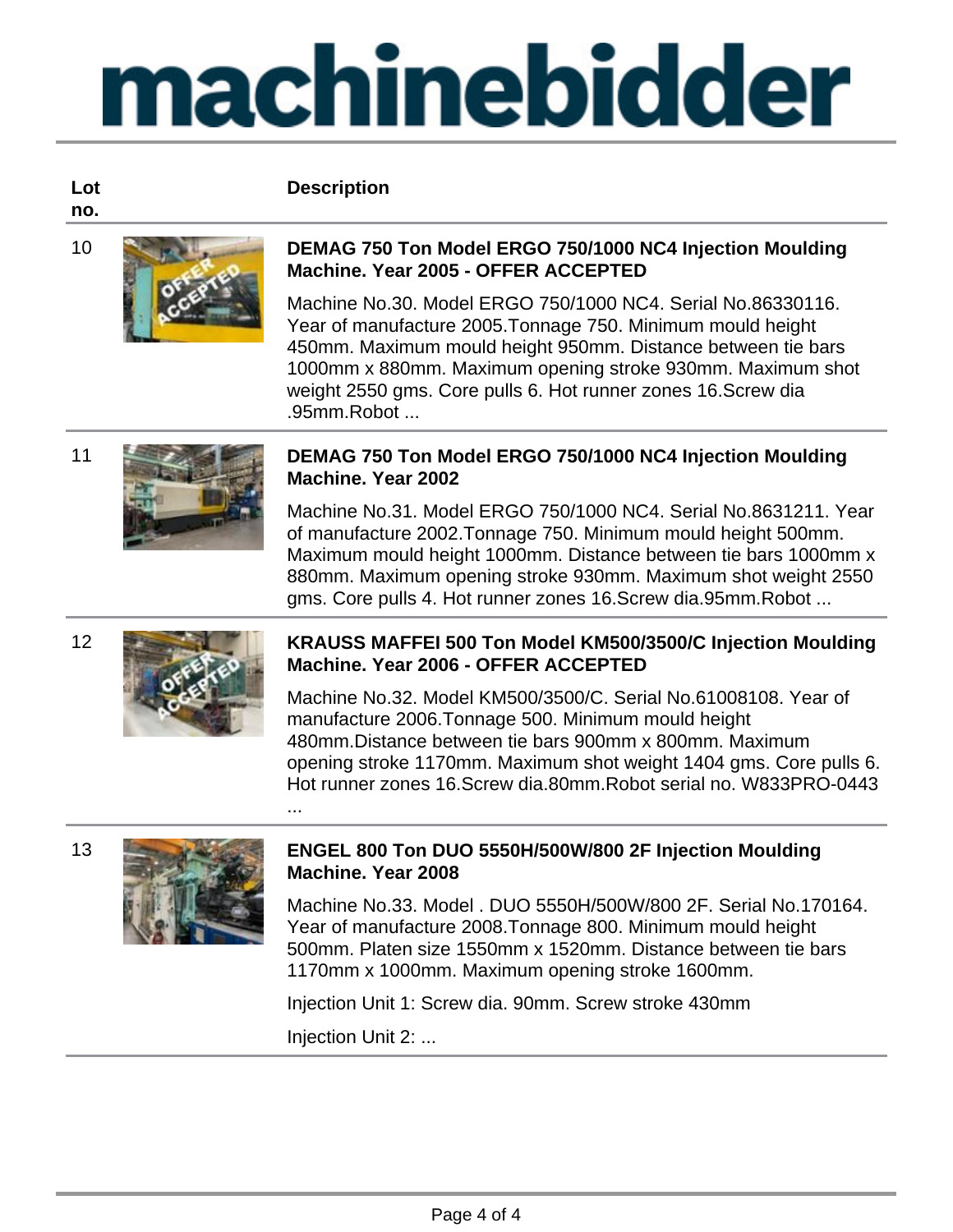# machinebidder

| Lot no. | Description |
| --- | --- |
| 10 | **DEMAG 750 Ton Model ERGO 750/1000 NC4 Injection Moulding Machine. Year 2005 - OFFER ACCEPTED**<br><br>Machine No.30. Model ERGO 750/1000 NC4. Serial No.86330116. Year of manufacture 2005.Tonnage 750. Minimum mould height 450mm. Maximum mould height 950mm. Distance between tie bars 1000mm x 880mm. Maximum opening stroke 930mm. Maximum shot weight 2550 gms. Core pulls 6. Hot runner zones 16.Screw dia .95mm.Robot ... |
| 11 | **DEMAG 750 Ton Model ERGO 750/1000 NC4 Injection Moulding Machine. Year 2002**<br><br>Machine No.31. Model ERGO 750/1000 NC4. Serial No.8631211. Year of manufacture 2002.Tonnage 750. Minimum mould height 500mm. Maximum mould height 1000mm. Distance between tie bars 1000mm x 880mm. Maximum opening stroke 930mm. Maximum shot weight 2550 gms. Core pulls 4. Hot runner zones 16.Screw dia.95mm.Robot ... |
| 12 | **KRAUSS MAFFEI 500 Ton Model KM500/3500/C Injection Moulding Machine. Year 2006 - OFFER ACCEPTED**<br><br>Machine No.32. Model KM500/3500/C. Serial No.61008108. Year of manufacture 2006.Tonnage 500. Minimum mould height 480mm.Distance between tie bars 900mm x 800mm. Maximum opening stroke 1170mm. Maximum shot weight 1404 gms. Core pulls 6. Hot runner zones 16.Screw dia.80mm.Robot serial no. W833PRO-0443 ... |
| 13 | **ENGEL 800 Ton DUO 5550H/500W/800 2F Injection Moulding Machine. Year 2008**<br><br>Machine No.33. Model . DUO 5550H/500W/800 2F. Serial No.170164. Year of manufacture 2008.Tonnage 800. Minimum mould height 500mm. Platen size 1550mm x 1520mm. Distance between tie bars 1170mm x 1000mm. Maximum opening stroke 1600mm.<br><br>Injection Unit 1: Screw dia. 90mm. Screw stroke 430mm<br><br>Injection Unit 2: ... |